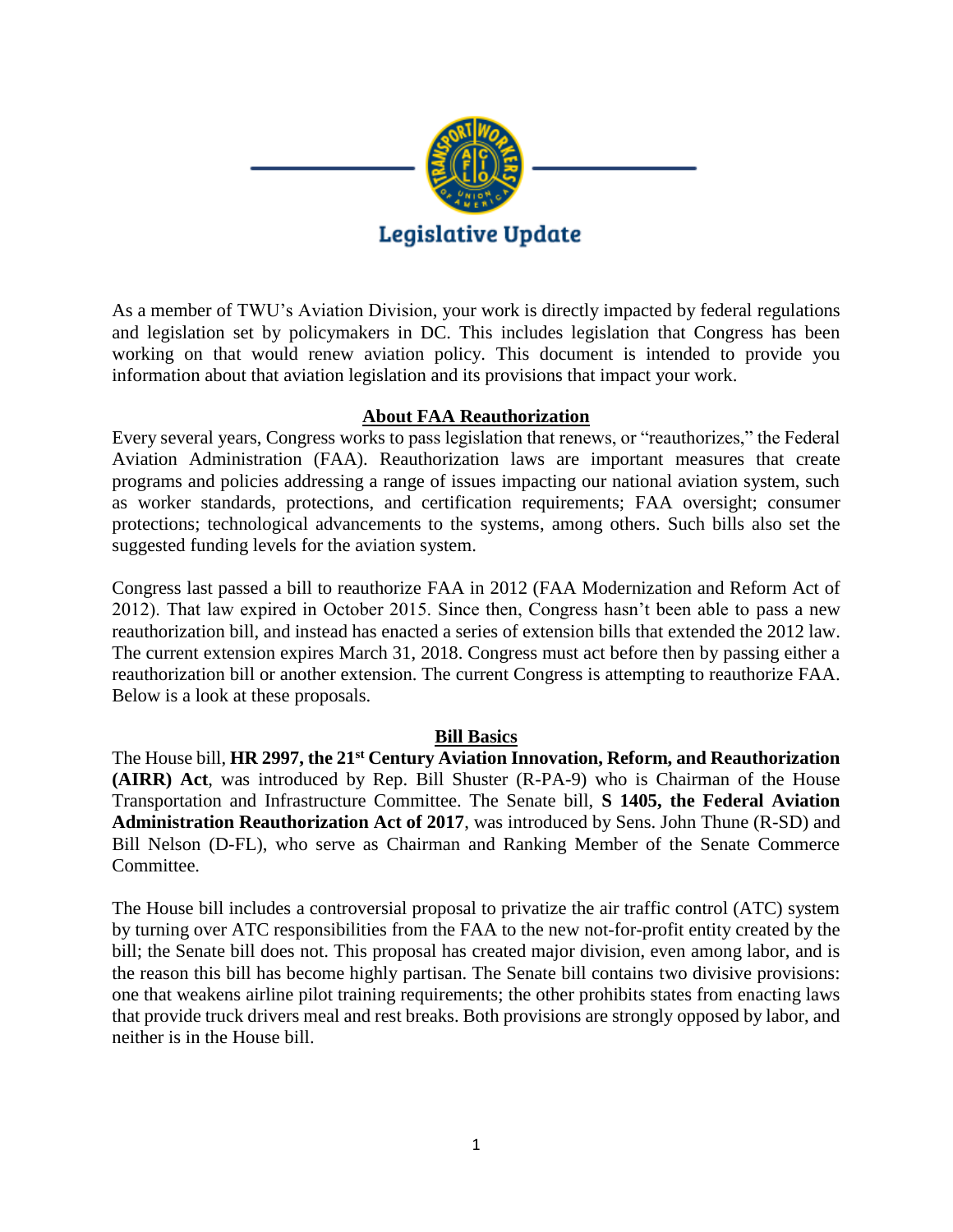# Legislative Update

As a member of TWU's Aviation Division, your work is directly impacted by federal regulations and legislation set by policymakers in DC. This includes legislation that Congress has been working on that would renew aviation policy. This document is intended to provide you information about that aviation legislation and its provisions that impact your work.

## About FAA Reauthorization

Every several years, Congress works to pass legislation that renews, or "reauthorizes," the Federal Aviation Administration (FAA). Reauthorization laws are important measures that create programs and policies addressing a range of issues impacting our national aviation system, such as worker standards, protections, and certification requirements; FAA oversight; consumer protections; technological advancements to the systems, among others. Such bills also set the suggested funding levels for the aviation system.

Congress last passed a bill to reauthorize FAA in 2012 (FAA Modernization and Reform Act of 2012). That law expired in October 2015. Since then, Congress hasn't been able to pass a new reauthorization bill, and instead has enacted a series of extension bills that extended the 2012 law. The current extension expires March 31, 2018. Congress must act before then by passing either a reauthorization bill or another extension. The current Congress is attempting to reauthorize FAA. Below is a look at these proposals.

## Bill Basics

The House bill, **HR 2997, the 21st Century Aviation Innovation, Reform, and Reauthorization (AIRR) Act**, was introduced by Rep. Bill Shuster (R-PA-9) who is Chairman of the House Transportation and Infrastructure Committee. The Senate bill, **S 1405, the Federal Aviation Administration Reauthorization Act of 2017**, was introduced by Sens. John Thune (R-SD) and Bill Nelson (D-FL), who serve as Chairman and Ranking Member of the Senate Commerce Committee.

The House bill includes a controversial proposal to privatize the air traffic control (ATC) system by turning over ATC responsibilities from the FAA to the new not-for-profit entity created by the bill; the Senate bill does not. This proposal has created major division, even among labor, and is the reason this bill has become highly partisan. The Senate bill contains two divisive provisions: one that weakens airline pilot training requirements; the other prohibits states from enacting laws that provide truck drivers meal and rest breaks. Both provisions are strongly opposed by labor, and neither is in the House bill.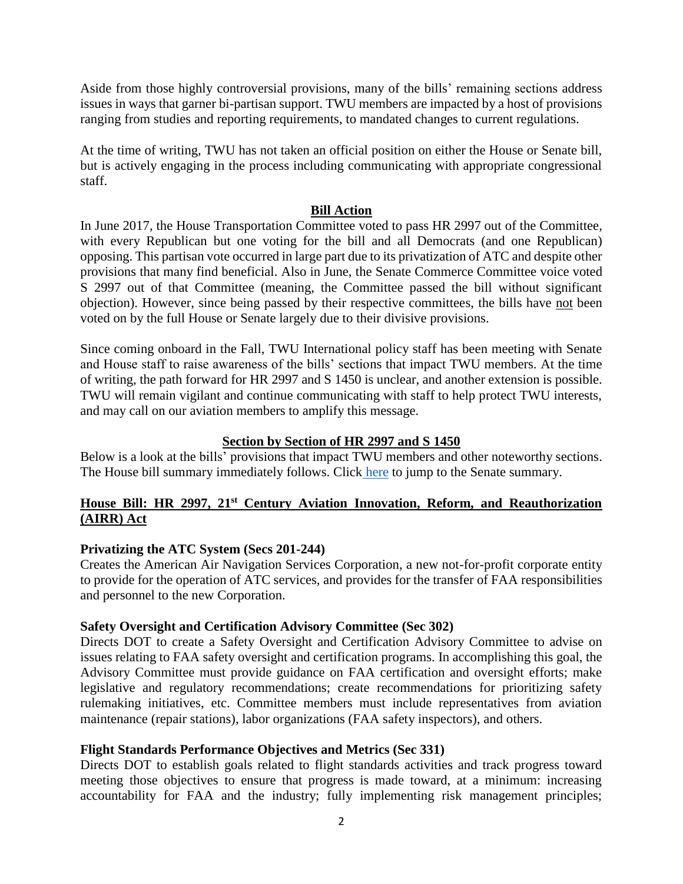Aside from those highly controversial provisions, many of the bills' remaining sections address issues in ways that garner bi-partisan support. TWU members are impacted by a host of provisions ranging from studies and reporting requirements, to mandated changes to current regulations.

At the time of writing, TWU has not taken an official position on either the House or Senate bill, but is actively engaging in the process including communicating with appropriate congressional staff.

## Bill Action

In June 2017, the House Transportation Committee voted to pass HR 2997 out of the Committee, with every Republican but one voting for the bill and all Democrats (and one Republican) opposing. This partisan vote occurred in large part due to its privatization of ATC and despite other provisions that many find beneficial. Also in June, the Senate Commerce Committee voice voted S 2997 out of that Committee (meaning, the Committee passed the bill without significant objection). However, since being passed by their respective committees, the bills have not been voted on by the full House or Senate largely due to their divisive provisions.

Since coming onboard in the Fall, TWU International policy staff has been meeting with Senate and House staff to raise awareness of the bills' sections that impact TWU members. At the time of writing, the path forward for HR 2997 and S 1450 is unclear, and another extension is possible. TWU will remain vigilant and continue communicating with staff to help protect TWU interests, and may call on our aviation members to amplify this message.

## Section by Section of HR 2997 and S 1450

Below is a look at the bills' provisions that impact TWU members and other noteworthy sections. The House bill summary immediately follows. Click here to jump to the Senate summary.

## House Bill: HR 2997, 21st Century Aviation Innovation, Reform, and Reauthorization (AIRR) Act

### Privatizing the ATC System (Secs 201-244)

Creates the American Air Navigation Services Corporation, a new not-for-profit corporate entity to provide for the operation of ATC services, and provides for the transfer of FAA responsibilities and personnel to the new Corporation.

### Safety Oversight and Certification Advisory Committee (Sec 302)

Directs DOT to create a Safety Oversight and Certification Advisory Committee to advise on issues relating to FAA safety oversight and certification programs. In accomplishing this goal, the Advisory Committee must provide guidance on FAA certification and oversight efforts; make legislative and regulatory recommendations; create recommendations for prioritizing safety rulemaking initiatives, etc. Committee members must include representatives from aviation maintenance (repair stations), labor organizations (FAA safety inspectors), and others.

### Flight Standards Performance Objectives and Metrics (Sec 331)

Directs DOT to establish goals related to flight standards activities and track progress toward meeting those objectives to ensure that progress is made toward, at a minimum: increasing accountability for FAA and the industry; fully implementing risk management principles;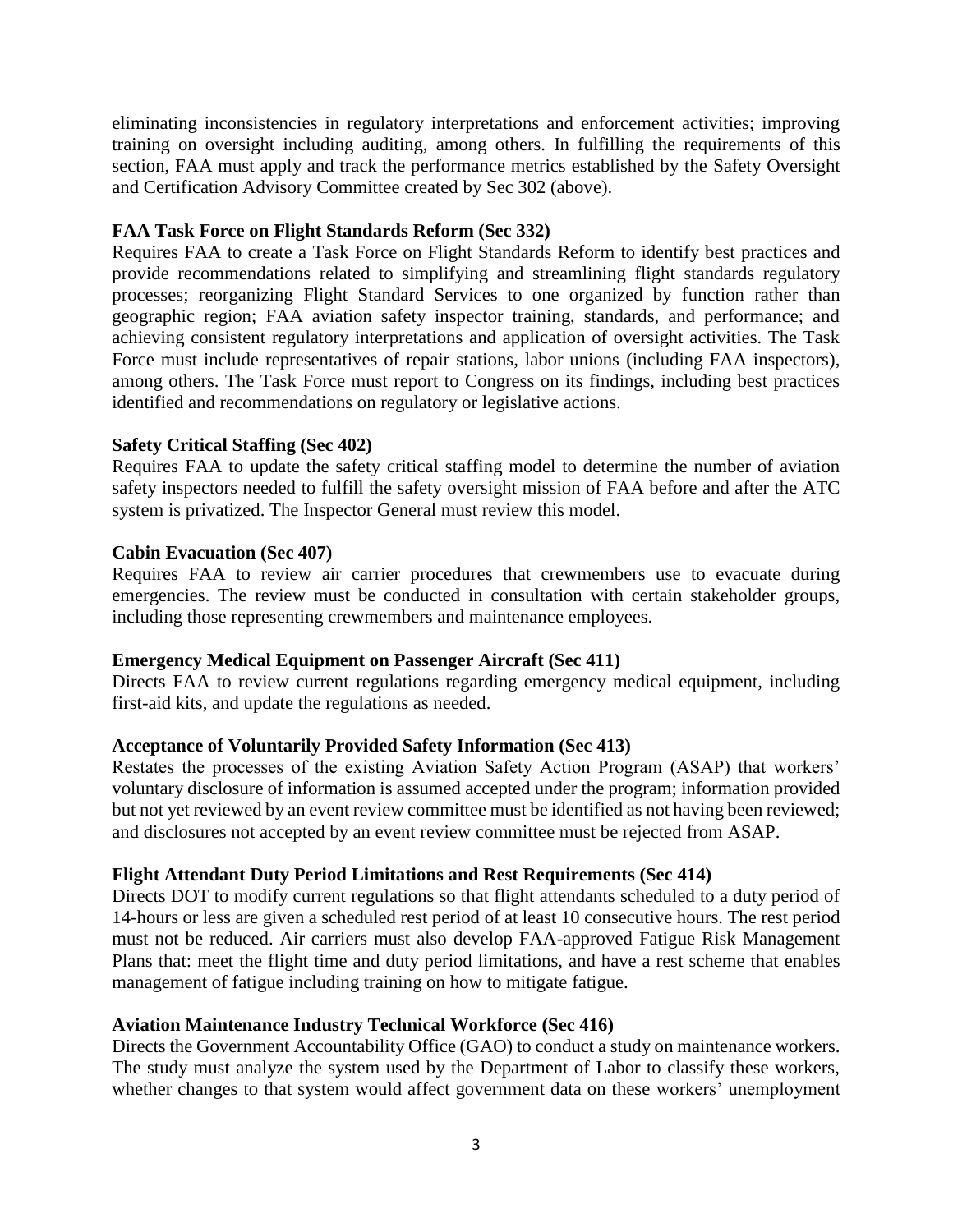eliminating inconsistencies in regulatory interpretations and enforcement activities; improving training on oversight including auditing, among others. In fulfilling the requirements of this section, FAA must apply and track the performance metrics established by the Safety Oversight and Certification Advisory Committee created by Sec 302 (above).

**FAA Task Force on Flight Standards Reform (Sec 332)**

Requires FAA to create a Task Force on Flight Standards Reform to identify best practices and provide recommendations related to simplifying and streamlining flight standards regulatory processes; reorganizing Flight Standard Services to one organized by function rather than geographic region; FAA aviation safety inspector training, standards, and performance; and achieving consistent regulatory interpretations and application of oversight activities. The Task Force must include representatives of repair stations, labor unions (including FAA inspectors), among others. The Task Force must report to Congress on its findings, including best practices identified and recommendations on regulatory or legislative actions.

**Safety Critical Staffing (Sec 402)**

Requires FAA to update the safety critical staffing model to determine the number of aviation safety inspectors needed to fulfill the safety oversight mission of FAA before and after the ATC system is privatized. The Inspector General must review this model.

**Cabin Evacuation (Sec 407)**

Requires FAA to review air carrier procedures that crewmembers use to evacuate during emergencies. The review must be conducted in consultation with certain stakeholder groups, including those representing crewmembers and maintenance employees.

**Emergency Medical Equipment on Passenger Aircraft (Sec 411)**

Directs FAA to review current regulations regarding emergency medical equipment, including first-aid kits, and update the regulations as needed.

**Acceptance of Voluntarily Provided Safety Information (Sec 413)**

Restates the processes of the existing Aviation Safety Action Program (ASAP) that workers' voluntary disclosure of information is assumed accepted under the program; information provided but not yet reviewed by an event review committee must be identified as not having been reviewed; and disclosures not accepted by an event review committee must be rejected from ASAP.

**Flight Attendant Duty Period Limitations and Rest Requirements (Sec 414)**

Directs DOT to modify current regulations so that flight attendants scheduled to a duty period of 14-hours or less are given a scheduled rest period of at least 10 consecutive hours. The rest period must not be reduced. Air carriers must also develop FAA-approved Fatigue Risk Management Plans that: meet the flight time and duty period limitations, and have a rest scheme that enables management of fatigue including training on how to mitigate fatigue.

**Aviation Maintenance Industry Technical Workforce (Sec 416)**

Directs the Government Accountability Office (GAO) to conduct a study on maintenance workers. The study must analyze the system used by the Department of Labor to classify these workers, whether changes to that system would affect government data on these workers' unemployment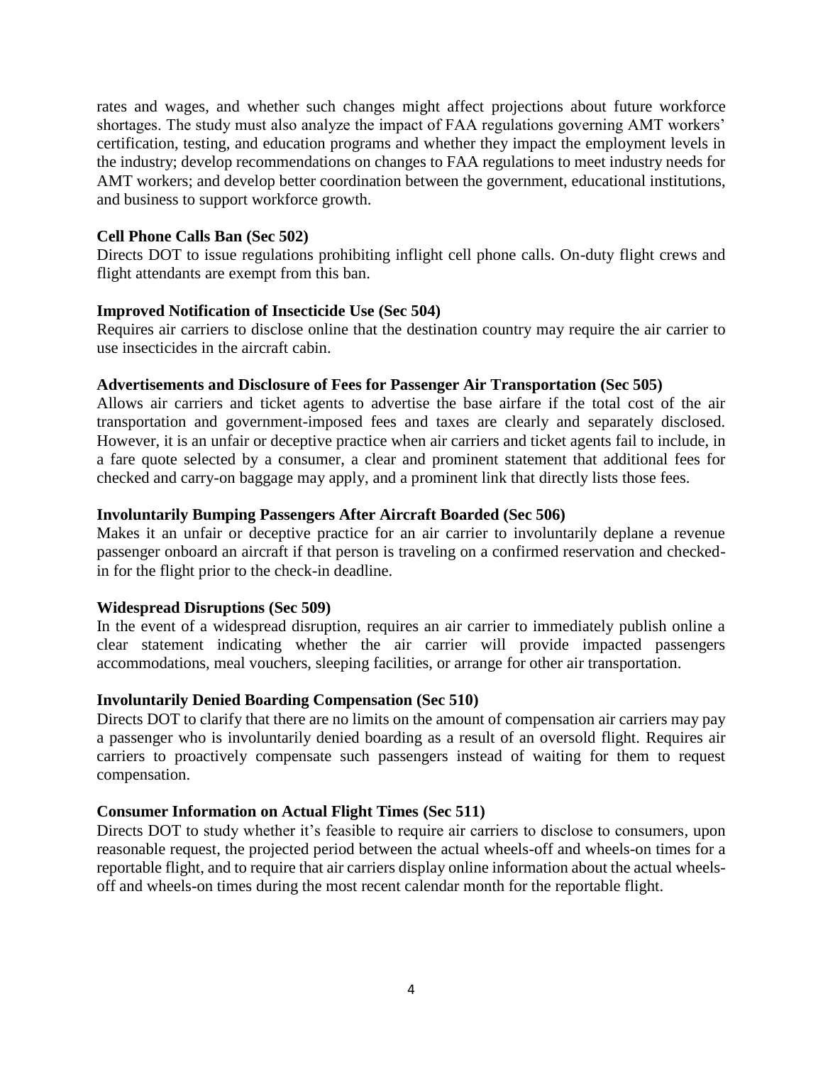rates and wages, and whether such changes might affect projections about future workforce shortages. The study must also analyze the impact of FAA regulations governing AMT workers' certification, testing, and education programs and whether they impact the employment levels in the industry; develop recommendations on changes to FAA regulations to meet industry needs for AMT workers; and develop better coordination between the government, educational institutions, and business to support workforce growth.

**Cell Phone Calls Ban (Sec 502)**
Directs DOT to issue regulations prohibiting inflight cell phone calls. On-duty flight crews and flight attendants are exempt from this ban.

**Improved Notification of Insecticide Use (Sec 504)**
Requires air carriers to disclose online that the destination country may require the air carrier to use insecticides in the aircraft cabin.

**Advertisements and Disclosure of Fees for Passenger Air Transportation (Sec 505)**
Allows air carriers and ticket agents to advertise the base airfare if the total cost of the air transportation and government-imposed fees and taxes are clearly and separately disclosed. However, it is an unfair or deceptive practice when air carriers and ticket agents fail to include, in a fare quote selected by a consumer, a clear and prominent statement that additional fees for checked and carry-on baggage may apply, and a prominent link that directly lists those fees.

**Involuntarily Bumping Passengers After Aircraft Boarded (Sec 506)**
Makes it an unfair or deceptive practice for an air carrier to involuntarily deplane a revenue passenger onboard an aircraft if that person is traveling on a confirmed reservation and checked-in for the flight prior to the check-in deadline.

**Widespread Disruptions (Sec 509)**
In the event of a widespread disruption, requires an air carrier to immediately publish online a clear statement indicating whether the air carrier will provide impacted passengers accommodations, meal vouchers, sleeping facilities, or arrange for other air transportation.

**Involuntarily Denied Boarding Compensation (Sec 510)**
Directs DOT to clarify that there are no limits on the amount of compensation air carriers may pay a passenger who is involuntarily denied boarding as a result of an oversold flight. Requires air carriers to proactively compensate such passengers instead of waiting for them to request compensation.

**Consumer Information on Actual Flight Times (Sec 511)**
Directs DOT to study whether it's feasible to require air carriers to disclose to consumers, upon reasonable request, the projected period between the actual wheels-off and wheels-on times for a reportable flight, and to require that air carriers display online information about the actual wheels-off and wheels-on times during the most recent calendar month for the reportable flight.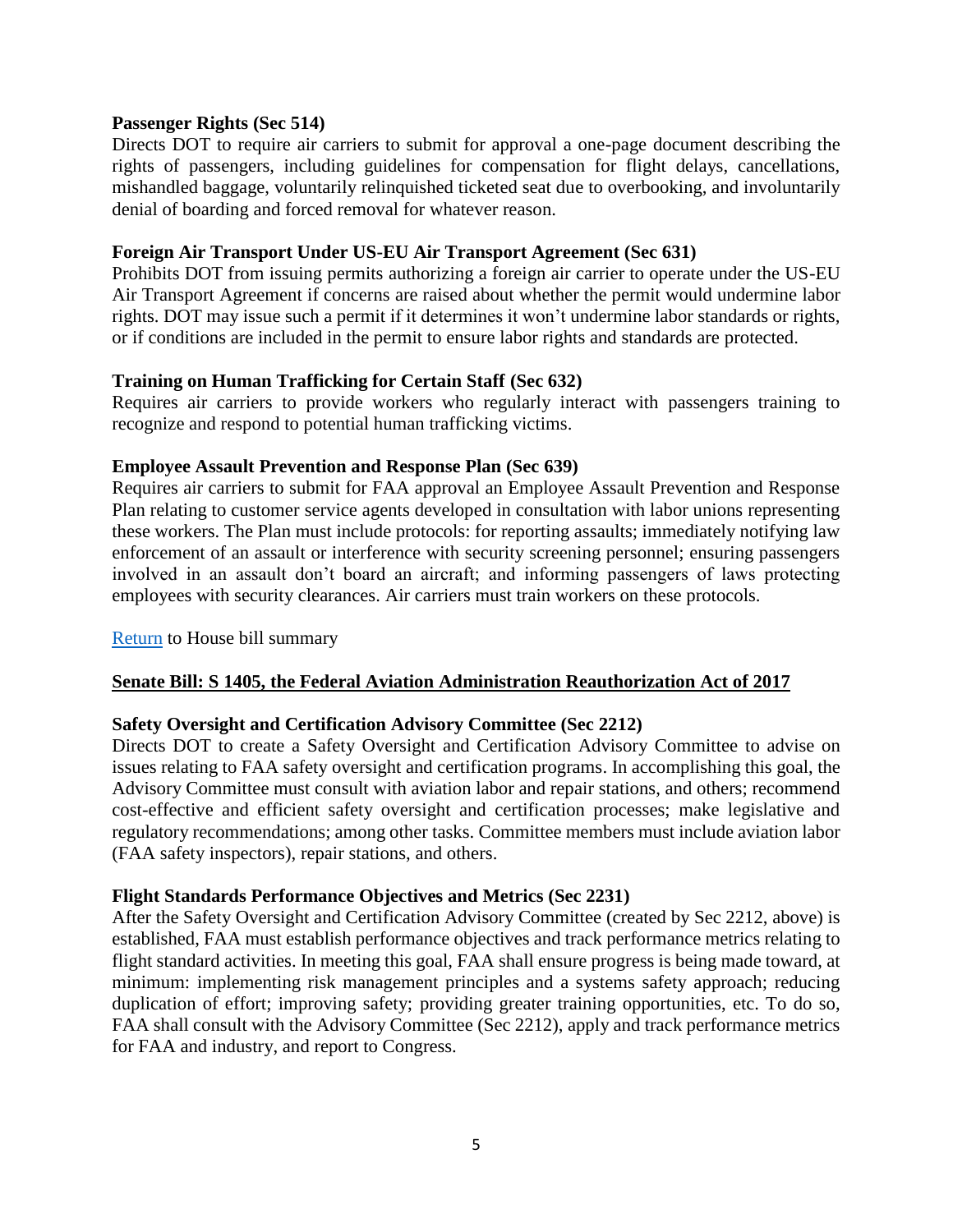**Passenger Rights (Sec 514)**

Directs DOT to require air carriers to submit for approval a one-page document describing the rights of passengers, including guidelines for compensation for flight delays, cancellations, mishandled baggage, voluntarily relinquished ticketed seat due to overbooking, and involuntarily denial of boarding and forced removal for whatever reason.

**Foreign Air Transport Under US-EU Air Transport Agreement (Sec 631)**

Prohibits DOT from issuing permits authorizing a foreign air carrier to operate under the US-EU Air Transport Agreement if concerns are raised about whether the permit would undermine labor rights. DOT may issue such a permit if it determines it won't undermine labor standards or rights, or if conditions are included in the permit to ensure labor rights and standards are protected.

**Training on Human Trafficking for Certain Staff (Sec 632)**

Requires air carriers to provide workers who regularly interact with passengers training to recognize and respond to potential human trafficking victims.

**Employee Assault Prevention and Response Plan (Sec 639)**

Requires air carriers to submit for FAA approval an Employee Assault Prevention and Response Plan relating to customer service agents developed in consultation with labor unions representing these workers. The Plan must include protocols: for reporting assaults; immediately notifying law enforcement of an assault or interference with security screening personnel; ensuring passengers involved in an assault don't board an aircraft; and informing passengers of laws protecting employees with security clearances. Air carriers must train workers on these protocols.

Return to House bill summary

## Senate Bill: S 1405, the Federal Aviation Administration Reauthorization Act of 2017

**Safety Oversight and Certification Advisory Committee (Sec 2212)**

Directs DOT to create a Safety Oversight and Certification Advisory Committee to advise on issues relating to FAA safety oversight and certification programs. In accomplishing this goal, the Advisory Committee must consult with aviation labor and repair stations, and others; recommend cost-effective and efficient safety oversight and certification processes; make legislative and regulatory recommendations; among other tasks. Committee members must include aviation labor (FAA safety inspectors), repair stations, and others.

**Flight Standards Performance Objectives and Metrics (Sec 2231)**

After the Safety Oversight and Certification Advisory Committee (created by Sec 2212, above) is established, FAA must establish performance objectives and track performance metrics relating to flight standard activities. In meeting this goal, FAA shall ensure progress is being made toward, at minimum: implementing risk management principles and a systems safety approach; reducing duplication of effort; improving safety; providing greater training opportunities, etc. To do so, FAA shall consult with the Advisory Committee (Sec 2212), apply and track performance metrics for FAA and industry, and report to Congress.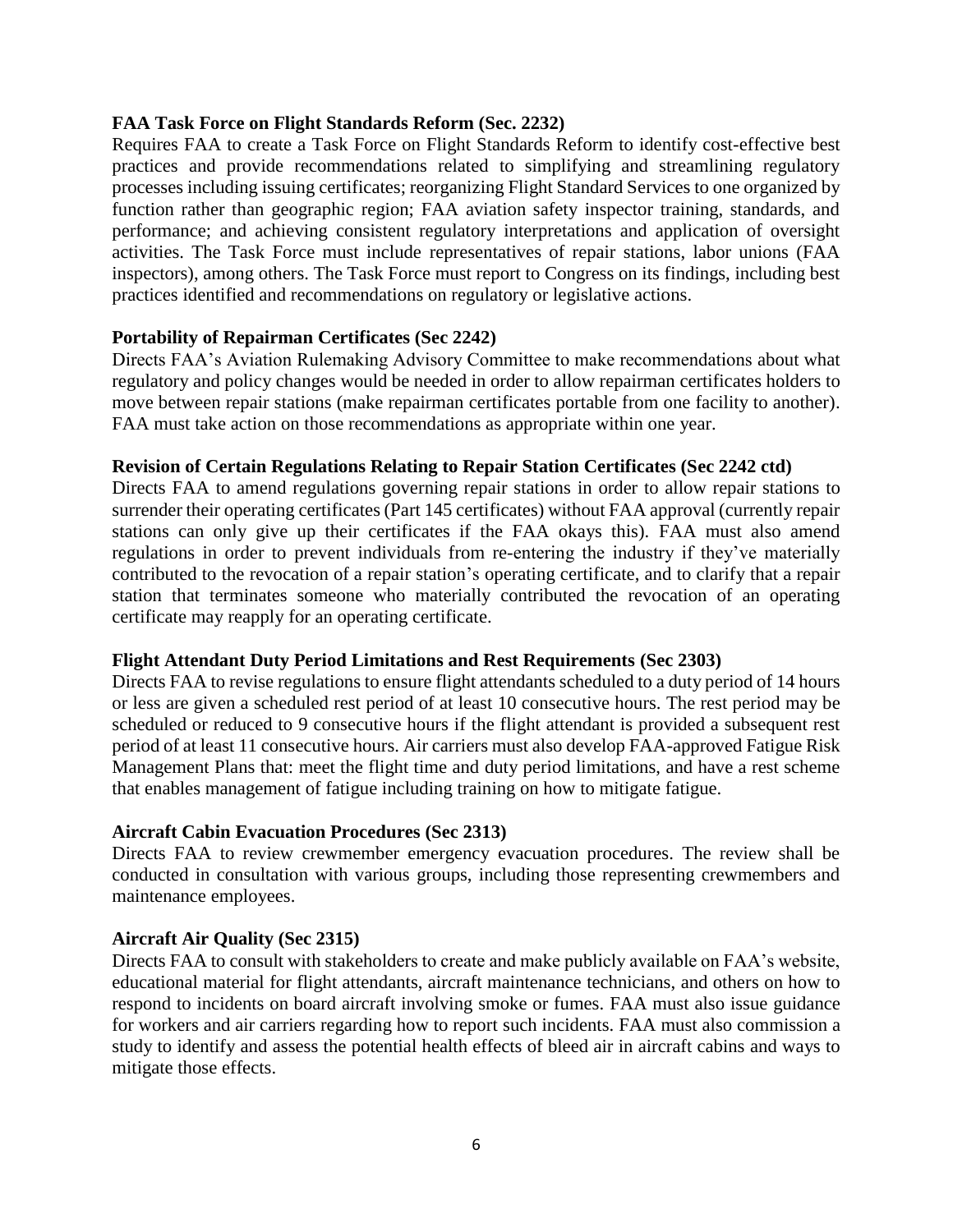**FAA Task Force on Flight Standards Reform (Sec. 2232)**

Requires FAA to create a Task Force on Flight Standards Reform to identify cost-effective best practices and provide recommendations related to simplifying and streamlining regulatory processes including issuing certificates; reorganizing Flight Standard Services to one organized by function rather than geographic region; FAA aviation safety inspector training, standards, and performance; and achieving consistent regulatory interpretations and application of oversight activities. The Task Force must include representatives of repair stations, labor unions (FAA inspectors), among others. The Task Force must report to Congress on its findings, including best practices identified and recommendations on regulatory or legislative actions.

**Portability of Repairman Certificates (Sec 2242)**

Directs FAA's Aviation Rulemaking Advisory Committee to make recommendations about what regulatory and policy changes would be needed in order to allow repairman certificates holders to move between repair stations (make repairman certificates portable from one facility to another). FAA must take action on those recommendations as appropriate within one year.

**Revision of Certain Regulations Relating to Repair Station Certificates (Sec 2242 ctd)**

Directs FAA to amend regulations governing repair stations in order to allow repair stations to surrender their operating certificates (Part 145 certificates) without FAA approval (currently repair stations can only give up their certificates if the FAA okays this). FAA must also amend regulations in order to prevent individuals from re-entering the industry if they've materially contributed to the revocation of a repair station's operating certificate, and to clarify that a repair station that terminates someone who materially contributed the revocation of an operating certificate may reapply for an operating certificate.

**Flight Attendant Duty Period Limitations and Rest Requirements (Sec 2303)**

Directs FAA to revise regulations to ensure flight attendants scheduled to a duty period of 14 hours or less are given a scheduled rest period of at least 10 consecutive hours. The rest period may be scheduled or reduced to 9 consecutive hours if the flight attendant is provided a subsequent rest period of at least 11 consecutive hours. Air carriers must also develop FAA-approved Fatigue Risk Management Plans that: meet the flight time and duty period limitations, and have a rest scheme that enables management of fatigue including training on how to mitigate fatigue.

**Aircraft Cabin Evacuation Procedures (Sec 2313)**

Directs FAA to review crewmember emergency evacuation procedures. The review shall be conducted in consultation with various groups, including those representing crewmembers and maintenance employees.

**Aircraft Air Quality (Sec 2315)**

Directs FAA to consult with stakeholders to create and make publicly available on FAA's website, educational material for flight attendants, aircraft maintenance technicians, and others on how to respond to incidents on board aircraft involving smoke or fumes. FAA must also issue guidance for workers and air carriers regarding how to report such incidents. FAA must also commission a study to identify and assess the potential health effects of bleed air in aircraft cabins and ways to mitigate those effects.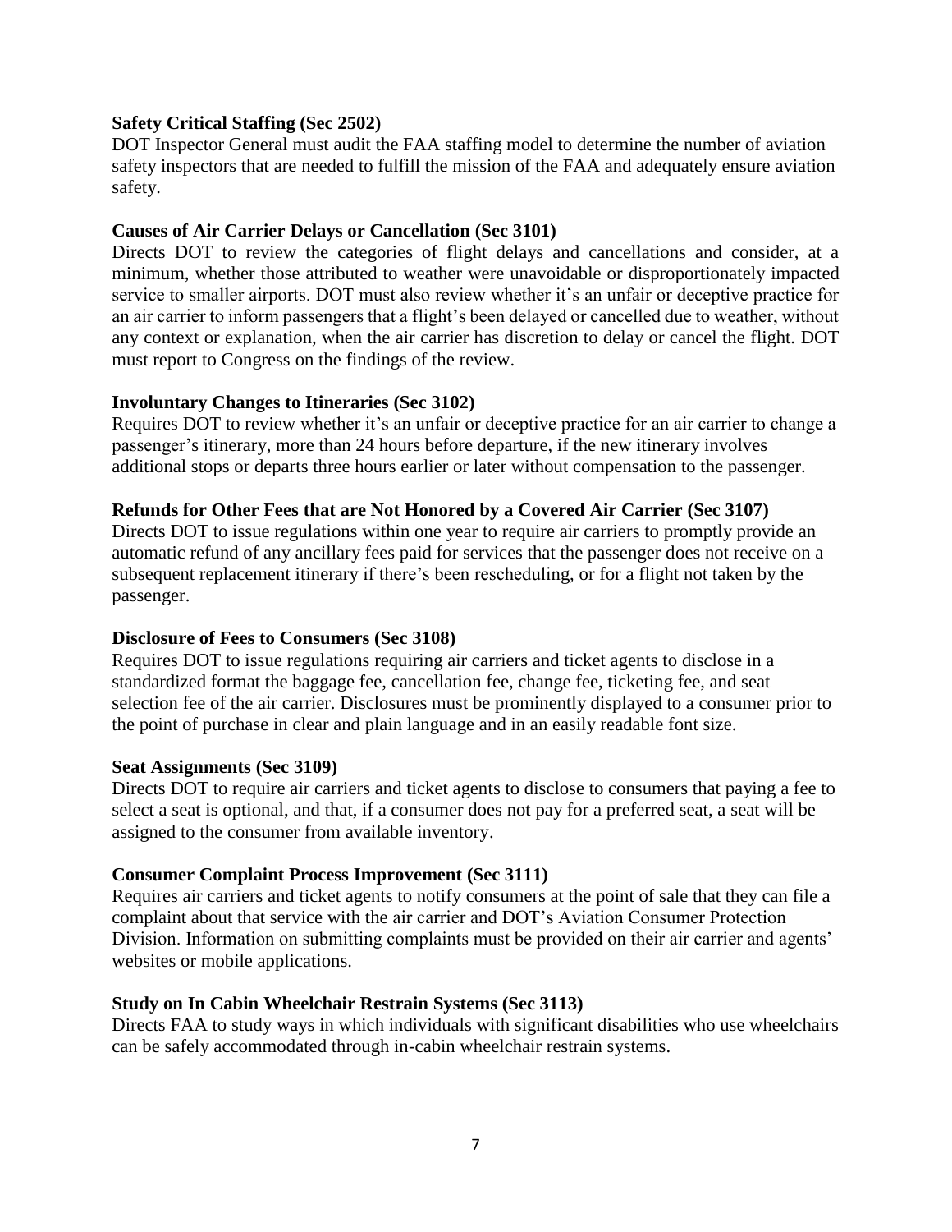**Safety Critical Staffing (Sec 2502)**

DOT Inspector General must audit the FAA staffing model to determine the number of aviation safety inspectors that are needed to fulfill the mission of the FAA and adequately ensure aviation safety.

**Causes of Air Carrier Delays or Cancellation (Sec 3101)**

Directs DOT to review the categories of flight delays and cancellations and consider, at a minimum, whether those attributed to weather were unavoidable or disproportionately impacted service to smaller airports. DOT must also review whether it's an unfair or deceptive practice for an air carrier to inform passengers that a flight's been delayed or cancelled due to weather, without any context or explanation, when the air carrier has discretion to delay or cancel the flight. DOT must report to Congress on the findings of the review.

**Involuntary Changes to Itineraries (Sec 3102)**

Requires DOT to review whether it's an unfair or deceptive practice for an air carrier to change a passenger's itinerary, more than 24 hours before departure, if the new itinerary involves additional stops or departs three hours earlier or later without compensation to the passenger.

**Refunds for Other Fees that are Not Honored by a Covered Air Carrier (Sec 3107)**

Directs DOT to issue regulations within one year to require air carriers to promptly provide an automatic refund of any ancillary fees paid for services that the passenger does not receive on a subsequent replacement itinerary if there's been rescheduling, or for a flight not taken by the passenger.

**Disclosure of Fees to Consumers (Sec 3108)**

Requires DOT to issue regulations requiring air carriers and ticket agents to disclose in a standardized format the baggage fee, cancellation fee, change fee, ticketing fee, and seat selection fee of the air carrier. Disclosures must be prominently displayed to a consumer prior to the point of purchase in clear and plain language and in an easily readable font size.

**Seat Assignments (Sec 3109)**

Directs DOT to require air carriers and ticket agents to disclose to consumers that paying a fee to select a seat is optional, and that, if a consumer does not pay for a preferred seat, a seat will be assigned to the consumer from available inventory.

**Consumer Complaint Process Improvement (Sec 3111)**

Requires air carriers and ticket agents to notify consumers at the point of sale that they can file a complaint about that service with the air carrier and DOT's Aviation Consumer Protection Division. Information on submitting complaints must be provided on their air carrier and agents' websites or mobile applications.

**Study on In Cabin Wheelchair Restrain Systems (Sec 3113)**

Directs FAA to study ways in which individuals with significant disabilities who use wheelchairs can be safely accommodated through in-cabin wheelchair restrain systems.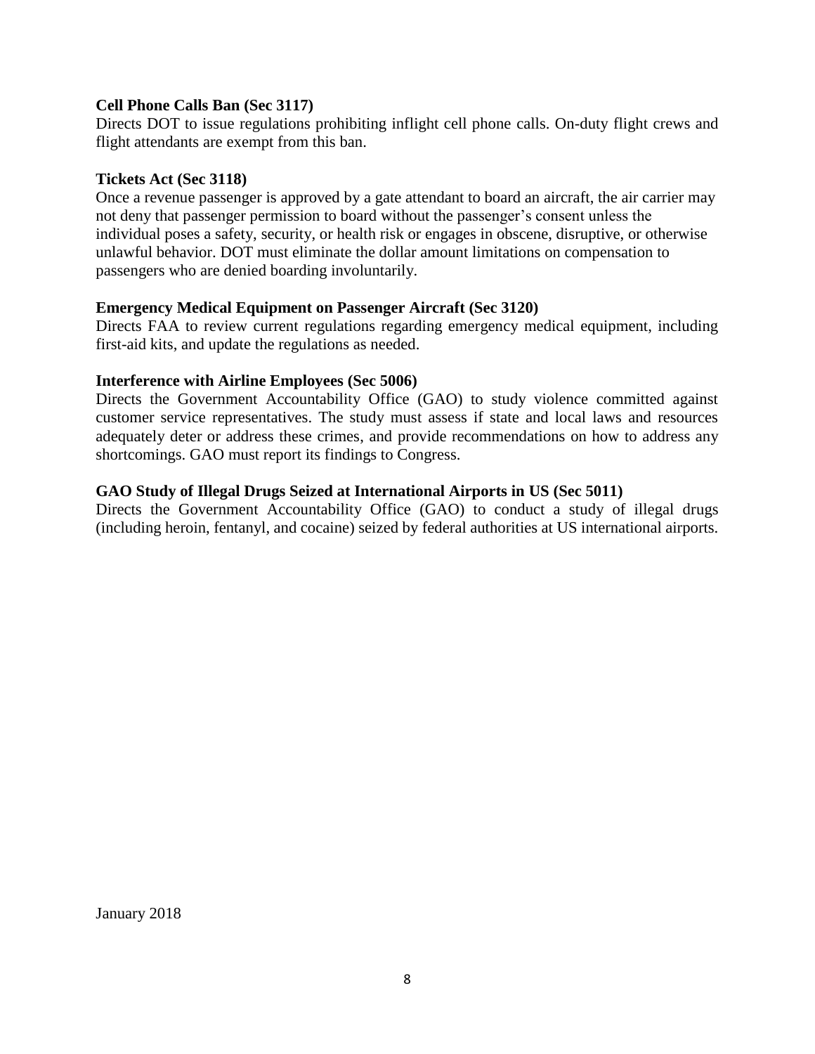**Cell Phone Calls Ban (Sec 3117)**
Directs DOT to issue regulations prohibiting inflight cell phone calls. On-duty flight crews and flight attendants are exempt from this ban.

**Tickets Act (Sec 3118)**
Once a revenue passenger is approved by a gate attendant to board an aircraft, the air carrier may not deny that passenger permission to board without the passenger's consent unless the individual poses a safety, security, or health risk or engages in obscene, disruptive, or otherwise unlawful behavior. DOT must eliminate the dollar amount limitations on compensation to passengers who are denied boarding involuntarily.

**Emergency Medical Equipment on Passenger Aircraft (Sec 3120)**
Directs FAA to review current regulations regarding emergency medical equipment, including first-aid kits, and update the regulations as needed.

**Interference with Airline Employees (Sec 5006)**
Directs the Government Accountability Office (GAO) to study violence committed against customer service representatives. The study must assess if state and local laws and resources adequately deter or address these crimes, and provide recommendations on how to address any shortcomings. GAO must report its findings to Congress.

**GAO Study of Illegal Drugs Seized at International Airports in US (Sec 5011)**
Directs the Government Accountability Office (GAO) to conduct a study of illegal drugs (including heroin, fentanyl, and cocaine) seized by federal authorities at US international airports.

January 2018